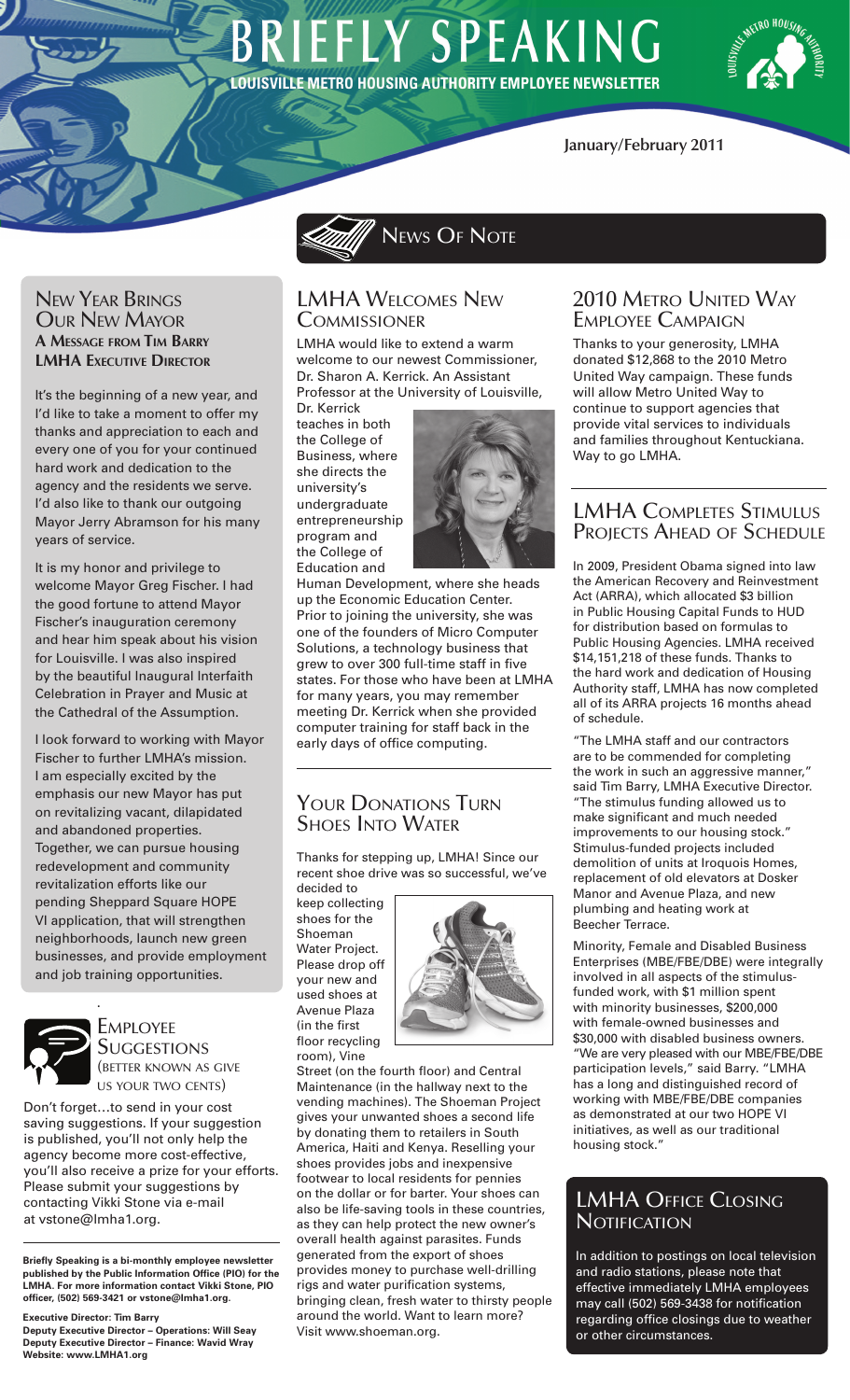# BRIEFLY SPEAKING

**LOUISVILLE METRO HOUSING AUTHORITY EMPLOYEE NEWSLETTER**

January/February 2011

## New Year Brings Our New Mayor

**A Message from Tim Barry**
**LMHA Executive Director**

It's the beginning of a new year, and I'd like to take a moment to offer my thanks and appreciation to each and every one of you for your continued hard work and dedication to the agency and the residents we serve. I'd also like to thank our outgoing Mayor Jerry Abramson for his many years of service.

It is my honor and privilege to welcome Mayor Greg Fischer. I had the good fortune to attend Mayor Fischer's inauguration ceremony and hear him speak about his vision for Louisville. I was also inspired by the beautiful Inaugural Interfaith Celebration in Prayer and Music at the Cathedral of the Assumption.

I look forward to working with Mayor Fischer to further LMHA's mission. I am especially excited by the emphasis our new Mayor has put on revitalizing vacant, dilapidated and abandoned properties. Together, we can pursue housing redevelopment and community revitalization efforts like our pending Sheppard Square HOPE VI application, that will strengthen neighborhoods, launch new green businesses, and provide employment and job training opportunities.

## Employee Suggestions

(better known as give us your two cents)

Don't forget…to send in your cost saving suggestions. If your suggestion is published, you'll not only help the agency become more cost-effective, you'll also receive a prize for your efforts. Please submit your suggestions by contacting Vikki Stone via e-mail at vstone@lmha1.org.

**Briefly Speaking is a bi-monthly employee newsletter published by the Public Information Office (PIO) for the LMHA. For more information contact Vikki Stone, PIO officer, (502) 569-3421 or vstone@lmha1.org.**

**Executive Director: Tim Barry**
**Deputy Executive Director – Operations: Will Seay**
**Deputy Executive Director – Finance: Wavid Wray**
**Website: www.LMHA1.org**

# News Of Note

## LMHA Welcomes New Commissioner

LMHA would like to extend a warm welcome to our newest Commissioner, Dr. Sharon A. Kerrick. An Assistant Professor at the University of Louisville, Dr. Kerrick teaches in both the College of Business, where she directs the university's undergraduate entrepreneurship program and the College of Education and Human Development, where she heads up the Economic Education Center. Prior to joining the university, she was one of the founders of Micro Computer Solutions, a technology business that grew to over 300 full-time staff in five states. For those who have been at LMHA for many years, you may remember meeting Dr. Kerrick when she provided computer training for staff back in the early days of office computing.

## Your Donations Turn Shoes Into Water

Thanks for stepping up, LMHA! Since our recent shoe drive was so successful, we've decided to keep collecting shoes for the Shoeman Water Project. Please drop off your new and used shoes at Avenue Plaza (in the first floor recycling room), Vine Street (on the fourth floor) and Central Maintenance (in the hallway next to the vending machines). The Shoeman Project gives your unwanted shoes a second life by donating them to retailers in South America, Haiti and Kenya. Reselling your shoes provides jobs and inexpensive footwear to local residents for pennies on the dollar or for barter. Your shoes can also be life-saving tools in these countries, as they can help protect the new owner's overall health against parasites. Funds generated from the export of shoes provides money to purchase well-drilling rigs and water purification systems, bringing clean, fresh water to thirsty people around the world. Want to learn more? Visit www.shoeman.org.

## 2010 Metro United Way Employee Campaign

Thanks to your generosity, LMHA donated $12,868 to the 2010 Metro United Way campaign. These funds will allow Metro United Way to continue to support agencies that provide vital services to individuals and families throughout Kentuckiana. Way to go LMHA.

## LMHA Completes Stimulus Projects Ahead of Schedule

In 2009, President Obama signed into law the American Recovery and Reinvestment Act (ARRA), which allocated $3 billion in Public Housing Capital Funds to HUD for distribution based on formulas to Public Housing Agencies. LMHA received $14,151,218 of these funds. Thanks to the hard work and dedication of Housing Authority staff, LMHA has now completed all of its ARRA projects 16 months ahead of schedule.

"The LMHA staff and our contractors are to be commended for completing the work in such an aggressive manner," said Tim Barry, LMHA Executive Director. "The stimulus funding allowed us to make significant and much needed improvements to our housing stock." Stimulus-funded projects included demolition of units at Iroquois Homes, replacement of old elevators at Dosker Manor and Avenue Plaza, and new plumbing and heating work at Beecher Terrace.

Minority, Female and Disabled Business Enterprises (MBE/FBE/DBE) were integrally involved in all aspects of the stimulus-funded work, with $1 million spent with minority businesses, $200,000 with female-owned businesses and $30,000 with disabled business owners. "We are very pleased with our MBE/FBE/DBE participation levels," said Barry. "LMHA has a long and distinguished record of working with MBE/FBE/DBE companies as demonstrated at our two HOPE VI initiatives, as well as our traditional housing stock."

## LMHA Office Closing Notification

In addition to postings on local television and radio stations, please note that effective immediately LMHA employees may call (502) 569-3438 for notification regarding office closings due to weather or other circumstances.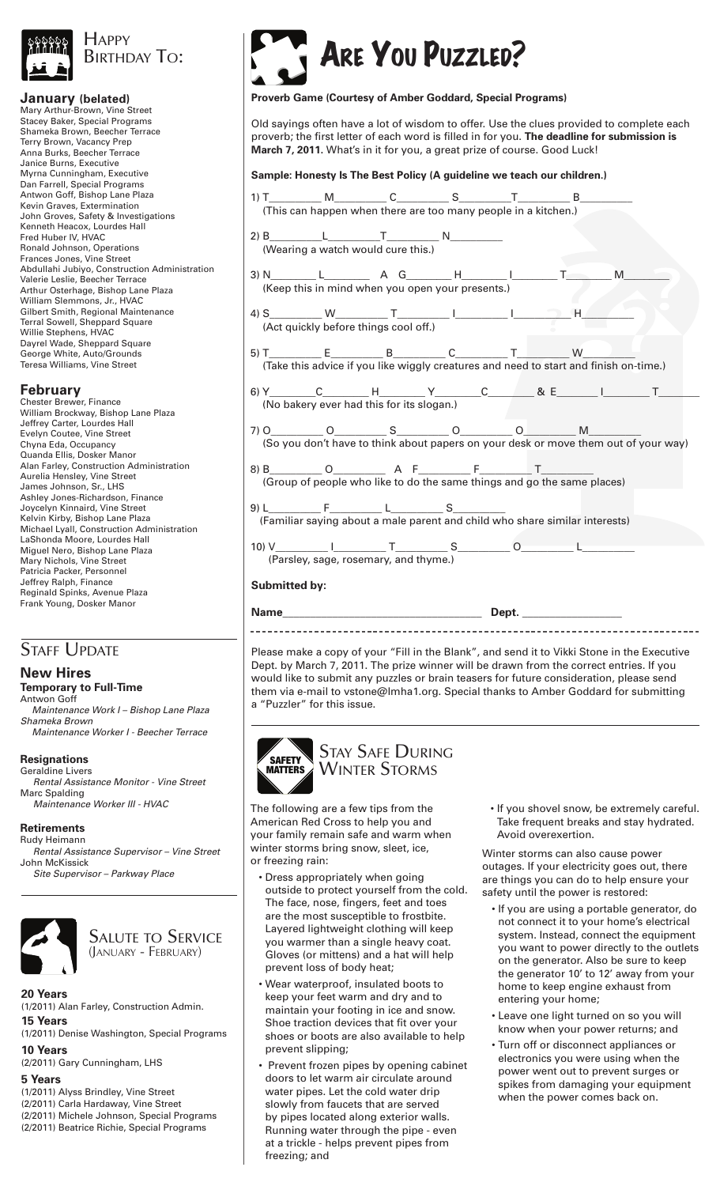# Happy Birthday To:

## January (belated)

Mary Arthur-Brown, Vine Street
Stacey Baker, Special Programs
Shameka Brown, Beecher Terrace
Terry Brown, Vacancy Prep
Anna Burks, Beecher Terrace
Janice Burns, Executive
Myrna Cunningham, Executive
Dan Farrell, Special Programs
Antwon Goff, Bishop Lane Plaza
Kevin Graves, Extermination
John Groves, Safety & Investigations
Kenneth Heacox, Lourdes Hall
Fred Huber IV, HVAC
Ronald Johnson, Operations
Frances Jones, Vine Street
Abdullahi Jubiyo, Construction Administration
Valerie Leslie, Beecher Terrace
Arthur Osterhage, Bishop Lane Plaza
William Slemmons, Jr., HVAC
Gilbert Smith, Regional Maintenance
Terral Sowell, Sheppard Square
Willie Stephens, HVAC
Dayrel Wade, Sheppard Square
George White, Auto/Grounds
Teresa Williams, Vine Street

## February

Chester Brewer, Finance
William Brockway, Bishop Lane Plaza
Jeffrey Carter, Lourdes Hall
Evelyn Coutee, Vine Street
Chyna Eda, Occupancy
Quanda Ellis, Dosker Manor
Alan Farley, Construction Administration
Aurelia Hensley, Vine Street
James Johnson, Sr., LHS
Ashley Jones-Richardson, Finance
Joycelyn Kinnaird, Vine Street
Kelvin Kirby, Bishop Lane Plaza
Michael Lyall, Construction Administration
LaShonda Moore, Lourdes Hall
Miguel Nero, Bishop Lane Plaza
Mary Nichols, Vine Street
Patricia Packer, Personnel
Jeffrey Ralph, Finance
Reginald Spinks, Avenue Plaza
Frank Young, Dosker Manor

# Staff Update

## New Hires

**Temporary to Full-Time**

Antwon Goff
*Maintenance Work I – Bishop Lane Plaza*
Shameka Brown
*Maintenance Worker I - Beecher Terrace*

## Resignations

Geraldine Livers
*Rental Assistance Monitor - Vine Street*
Marc Spalding
*Maintenance Worker III - HVAC*

## Retirements

Rudy Heimann
*Rental Assistance Supervisor – Vine Street*
John McKissick
*Site Supervisor – Parkway Place*

# Salute to Service
(January - February)

**20 Years**
(1/2011) Alan Farley, Construction Admin.

**15 Years**
(1/2011) Denise Washington, Special Programs

**10 Years**
(2/2011) Gary Cunningham, LHS

**5 Years**
(1/2011) Alyss Brindley, Vine Street
(2/2011) Carla Hardaway, Vine Street
(2/2011) Michele Johnson, Special Programs
(2/2011) Beatrice Richie, Special Programs

# Are You Puzzled?

**Proverb Game (Courtesy of Amber Goddard, Special Programs)**

Old sayings often have a lot of wisdom to offer. Use the clues provided to complete each proverb; the first letter of each word is filled in for you. **The deadline for submission is March 7, 2011.** What's in it for you, a great prize of course. Good Luck!

**Sample: Honesty Is The Best Policy (A guideline we teach our children.)**

1) T\_\_\_\_ M\_\_\_\_ C\_\_\_\_ S\_\_\_\_ T\_\_\_\_ B\_\_\_\_
(This can happen when there are too many people in a kitchen.)

2) B\_\_\_\_ L\_\_\_\_ T\_\_\_\_ N\_\_\_\_
(Wearing a watch would cure this.)

3) N\_\_\_\_ L\_\_\_\_ A G\_\_\_\_ H\_\_\_\_ I\_\_\_\_ T\_\_\_\_ M\_\_\_\_
(Keep this in mind when you open your presents.)

4) S\_\_\_\_ W\_\_\_\_ T\_\_\_\_ I\_\_\_\_ I\_\_\_\_ H\_\_\_\_
(Act quickly before things cool off.)

5) T\_\_\_\_ E\_\_\_\_ B\_\_\_\_ C\_\_\_\_ T\_\_\_\_ W\_\_\_\_
(Take this advice if you like wiggly creatures and need to start and finish on-time.)

6) Y\_\_\_\_ C\_\_\_\_ H\_\_\_\_ Y\_\_\_\_ C\_\_\_\_ & E\_\_\_\_ I\_\_\_\_ T\_\_\_\_
(No bakery ever had this for its slogan.)

7) O\_\_\_\_ O\_\_\_\_ S\_\_\_\_ O\_\_\_\_ O\_\_\_\_ M\_\_\_\_
(So you don't have to think about papers on your desk or move them out of your way)

8) B\_\_\_\_ O\_\_\_\_ A F\_\_\_\_ F\_\_\_\_ T\_\_\_\_
(Group of people who like to do the same things and go the same places)

9) L\_\_\_\_ F\_\_\_\_ L\_\_\_\_ S\_\_\_\_
(Familiar saying about a male parent and child who share similar interests)

10) V\_\_\_\_ I\_\_\_\_ T\_\_\_\_ S\_\_\_\_ O\_\_\_\_ L\_\_\_\_
(Parsley, sage, rosemary, and thyme.)

**Submitted by:**

**Name**\_\_\_\_\_\_\_\_\_\_\_\_\_\_\_\_ **Dept.** \_\_\_\_\_\_\_\_

Please make a copy of your "Fill in the Blank", and send it to Vikki Stone in the Executive Dept. by March 7, 2011. The prize winner will be drawn from the correct entries. If you would like to submit any puzzles or brain teasers for future consideration, please send them via e-mail to vstone@lmha1.org. Special thanks to Amber Goddard for submitting a "Puzzler" for this issue.

# Stay Safe During Winter Storms

The following are a few tips from the American Red Cross to help you and your family remain safe and warm when winter storms bring snow, sleet, ice, or freezing rain:

- Dress appropriately when going outside to protect yourself from the cold. The face, nose, fingers, feet and toes are the most susceptible to frostbite. Layered lightweight clothing will keep you warmer than a single heavy coat. Gloves (or mittens) and a hat will help prevent loss of body heat;
- Wear waterproof, insulated boots to keep your feet warm and dry and to maintain your footing in ice and snow. Shoe traction devices that fit over your shoes or boots are also available to help prevent slipping;
- Prevent frozen pipes by opening cabinet doors to let warm air circulate around water pipes. Let the cold water drip slowly from faucets that are served by pipes located along exterior walls. Running water through the pipe - even at a trickle - helps prevent pipes from freezing; and
- If you shovel snow, be extremely careful. Take frequent breaks and stay hydrated. Avoid overexertion.

Winter storms can also cause power outages. If your electricity goes out, there are things you can do to help ensure your safety until the power is restored:

- If you are using a portable generator, do not connect it to your home's electrical system. Instead, connect the equipment you want to power directly to the outlets on the generator. Also be sure to keep the generator 10' to 12' away from your home to keep engine exhaust from entering your home;
- Leave one light turned on so you will know when your power returns; and
- Turn off or disconnect appliances or electronics you were using when the power went out to prevent surges or spikes from damaging your equipment when the power comes back on.